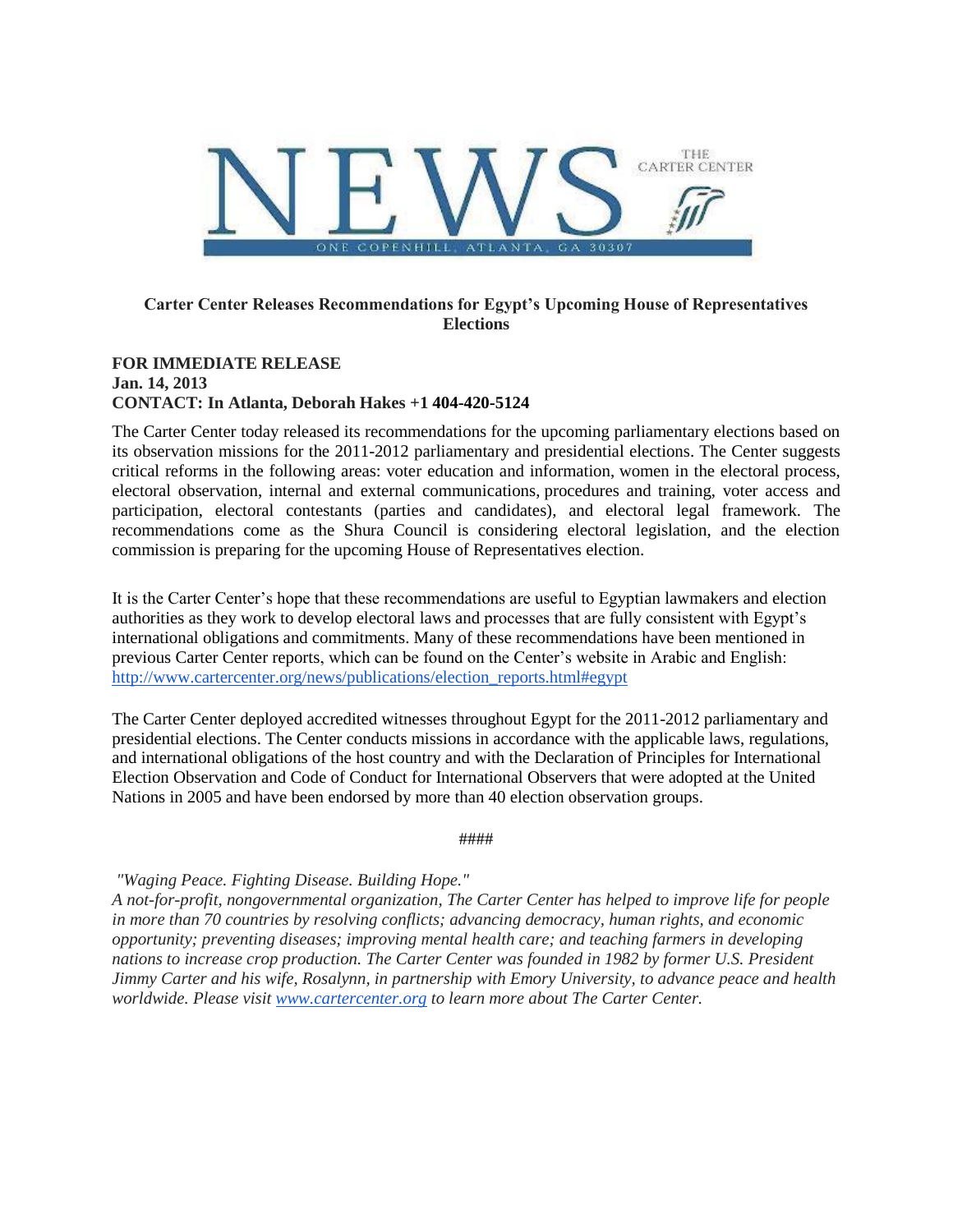# NEWS

THE CARTER CENTER

ONE COPENHILL, ATLANTA, GA 30307

**Carter Center Releases Recommendations for Egypt's Upcoming House of Representatives Elections**

**FOR IMMEDIATE RELEASE**
**Jan. 14, 2013**
**CONTACT: In Atlanta, Deborah Hakes +1 404-420-5124**

The Carter Center today released its recommendations for the upcoming parliamentary elections based on its observation missions for the 2011-2012 parliamentary and presidential elections. The Center suggests critical reforms in the following areas: voter education and information, women in the electoral process, electoral observation, internal and external communications, procedures and training, voter access and participation, electoral contestants (parties and candidates), and electoral legal framework. The recommendations come as the Shura Council is considering electoral legislation, and the election commission is preparing for the upcoming House of Representatives election.

It is the Carter Center's hope that these recommendations are useful to Egyptian lawmakers and election authorities as they work to develop electoral laws and processes that are fully consistent with Egypt's international obligations and commitments. Many of these recommendations have been mentioned in previous Carter Center reports, which can be found on the Center's website in Arabic and English: http://www.cartercenter.org/news/publications/election_reports.html#egypt

The Carter Center deployed accredited witnesses throughout Egypt for the 2011-2012 parliamentary and presidential elections. The Center conducts missions in accordance with the applicable laws, regulations, and international obligations of the host country and with the Declaration of Principles for International Election Observation and Code of Conduct for International Observers that were adopted at the United Nations in 2005 and have been endorsed by more than 40 election observation groups.

####

*"Waging Peace. Fighting Disease. Building Hope."*
*A not-for-profit, nongovernmental organization, The Carter Center has helped to improve life for people in more than 70 countries by resolving conflicts; advancing democracy, human rights, and economic opportunity; preventing diseases; improving mental health care; and teaching farmers in developing nations to increase crop production. The Carter Center was founded in 1982 by former U.S. President Jimmy Carter and his wife, Rosalynn, in partnership with Emory University, to advance peace and health worldwide. Please visit www.cartercenter.org to learn more about The Carter Center.*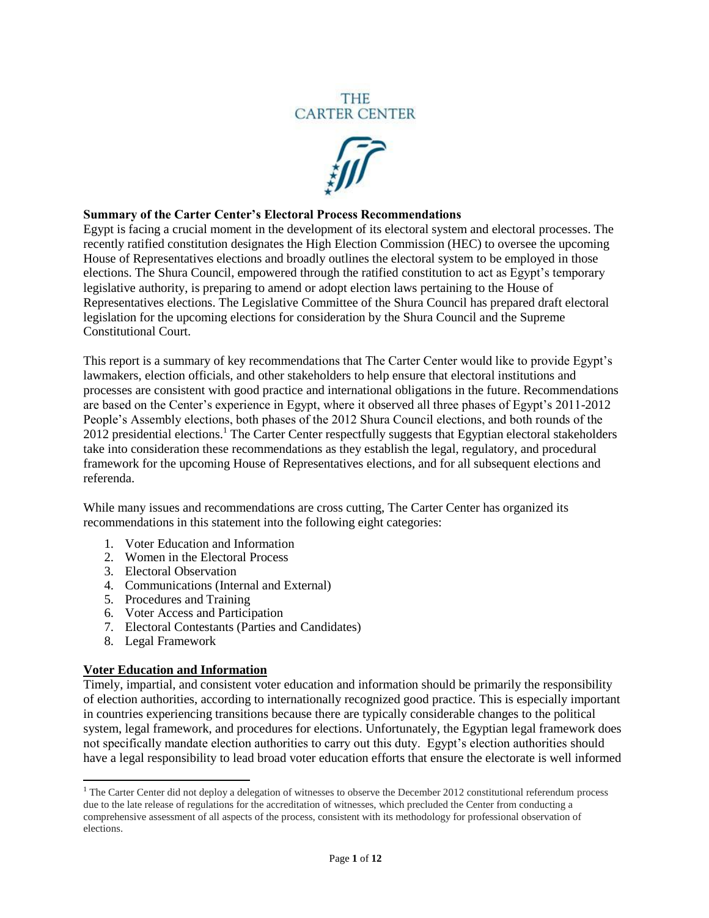THE CARTER CENTER

## Summary of the Carter Center's Electoral Process Recommendations

Egypt is facing a crucial moment in the development of its electoral system and electoral processes. The recently ratified constitution designates the High Election Commission (HEC) to oversee the upcoming House of Representatives elections and broadly outlines the electoral system to be employed in those elections. The Shura Council, empowered through the ratified constitution to act as Egypt's temporary legislative authority, is preparing to amend or adopt election laws pertaining to the House of Representatives elections. The Legislative Committee of the Shura Council has prepared draft electoral legislation for the upcoming elections for consideration by the Shura Council and the Supreme Constitutional Court.

This report is a summary of key recommendations that The Carter Center would like to provide Egypt's lawmakers, election officials, and other stakeholders to help ensure that electoral institutions and processes are consistent with good practice and international obligations in the future. Recommendations are based on the Center's experience in Egypt, where it observed all three phases of Egypt's 2011-2012 People's Assembly elections, both phases of the 2012 Shura Council elections, and both rounds of the 2012 presidential elections.[1] The Carter Center respectfully suggests that Egyptian electoral stakeholders take into consideration these recommendations as they establish the legal, regulatory, and procedural framework for the upcoming House of Representatives elections, and for all subsequent elections and referenda.

While many issues and recommendations are cross cutting, The Carter Center has organized its recommendations in this statement into the following eight categories:

1. Voter Education and Information
2. Women in the Electoral Process
3. Electoral Observation
4. Communications (Internal and External)
5. Procedures and Training
6. Voter Access and Participation
7. Electoral Contestants (Parties and Candidates)
8. Legal Framework

### Voter Education and Information

Timely, impartial, and consistent voter education and information should be primarily the responsibility of election authorities, according to internationally recognized good practice. This is especially important in countries experiencing transitions because there are typically considerable changes to the political system, legal framework, and procedures for elections. Unfortunately, the Egyptian legal framework does not specifically mandate election authorities to carry out this duty. Egypt's election authorities should have a legal responsibility to lead broad voter education efforts that ensure the electorate is well informed

[1] The Carter Center did not deploy a delegation of witnesses to observe the December 2012 constitutional referendum process due to the late release of regulations for the accreditation of witnesses, which precluded the Center from conducting a comprehensive assessment of all aspects of the process, consistent with its methodology for professional observation of elections.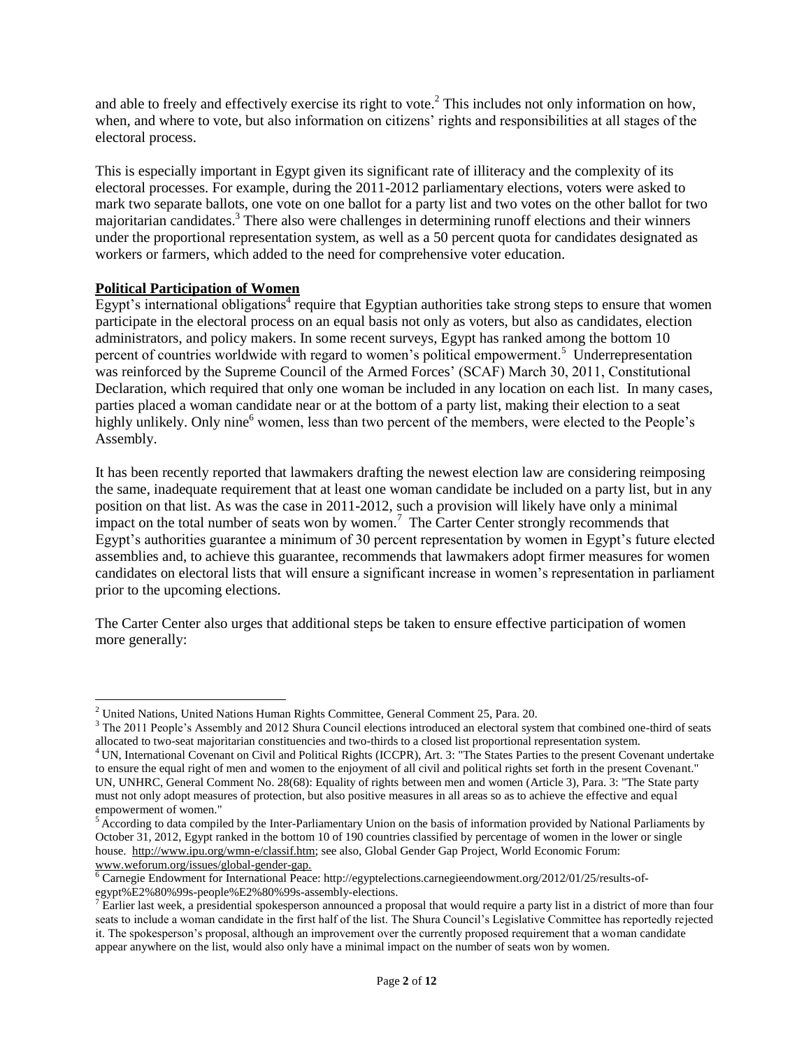and able to freely and effectively exercise its right to vote.[2] This includes not only information on how, when, and where to vote, but also information on citizens' rights and responsibilities at all stages of the electoral process.

This is especially important in Egypt given its significant rate of illiteracy and the complexity of its electoral processes. For example, during the 2011-2012 parliamentary elections, voters were asked to mark two separate ballots, one vote on one ballot for a party list and two votes on the other ballot for two majoritarian candidates.[3] There also were challenges in determining runoff elections and their winners under the proportional representation system, as well as a 50 percent quota for candidates designated as workers or farmers, which added to the need for comprehensive voter education.

**Political Participation of Women**

Egypt's international obligations[4] require that Egyptian authorities take strong steps to ensure that women participate in the electoral process on an equal basis not only as voters, but also as candidates, election administrators, and policy makers. In some recent surveys, Egypt has ranked among the bottom 10 percent of countries worldwide with regard to women's political empowerment.[5] Underrepresentation was reinforced by the Supreme Council of the Armed Forces' (SCAF) March 30, 2011, Constitutional Declaration, which required that only one woman be included in any location on each list. In many cases, parties placed a woman candidate near or at the bottom of a party list, making their election to a seat highly unlikely. Only nine[6] women, less than two percent of the members, were elected to the People's Assembly.

It has been recently reported that lawmakers drafting the newest election law are considering reimposing the same, inadequate requirement that at least one woman candidate be included on a party list, but in any position on that list. As was the case in 2011-2012, such a provision will likely have only a minimal impact on the total number of seats won by women.[7] The Carter Center strongly recommends that Egypt's authorities guarantee a minimum of 30 percent representation by women in Egypt's future elected assemblies and, to achieve this guarantee, recommends that lawmakers adopt firmer measures for women candidates on electoral lists that will ensure a significant increase in women's representation in parliament prior to the upcoming elections.

The Carter Center also urges that additional steps be taken to ensure effective participation of women more generally:

---

[2] United Nations, United Nations Human Rights Committee, General Comment 25, Para. 20.

[3] The 2011 People's Assembly and 2012 Shura Council elections introduced an electoral system that combined one-third of seats allocated to two-seat majoritarian constituencies and two-thirds to a closed list proportional representation system.

[4] UN, International Covenant on Civil and Political Rights (ICCPR), Art. 3: "The States Parties to the present Covenant undertake to ensure the equal right of men and women to the enjoyment of all civil and political rights set forth in the present Covenant." UN, UNHRC, General Comment No. 28(68): Equality of rights between men and women (Article 3), Para. 3: "The State party must not only adopt measures of protection, but also positive measures in all areas so as to achieve the effective and equal empowerment of women."

[5] According to data compiled by the Inter-Parliamentary Union on the basis of information provided by National Parliaments by October 31, 2012, Egypt ranked in the bottom 10 of 190 countries classified by percentage of women in the lower or single house. http://www.ipu.org/wmn-e/classif.htm; see also, Global Gender Gap Project, World Economic Forum: www.weforum.org/issues/global-gender-gap.

[6] Carnegie Endowment for International Peace: http://egyptelections.carnegieendowment.org/2012/01/25/results-of-egypt%E2%80%99s-people%E2%80%99s-assembly-elections.

[7] Earlier last week, a presidential spokesperson announced a proposal that would require a party list in a district of more than four seats to include a woman candidate in the first half of the list. The Shura Council's Legislative Committee has reportedly rejected it. The spokesperson's proposal, although an improvement over the currently proposed requirement that a woman candidate appear anywhere on the list, would also only have a minimal impact on the number of seats won by women.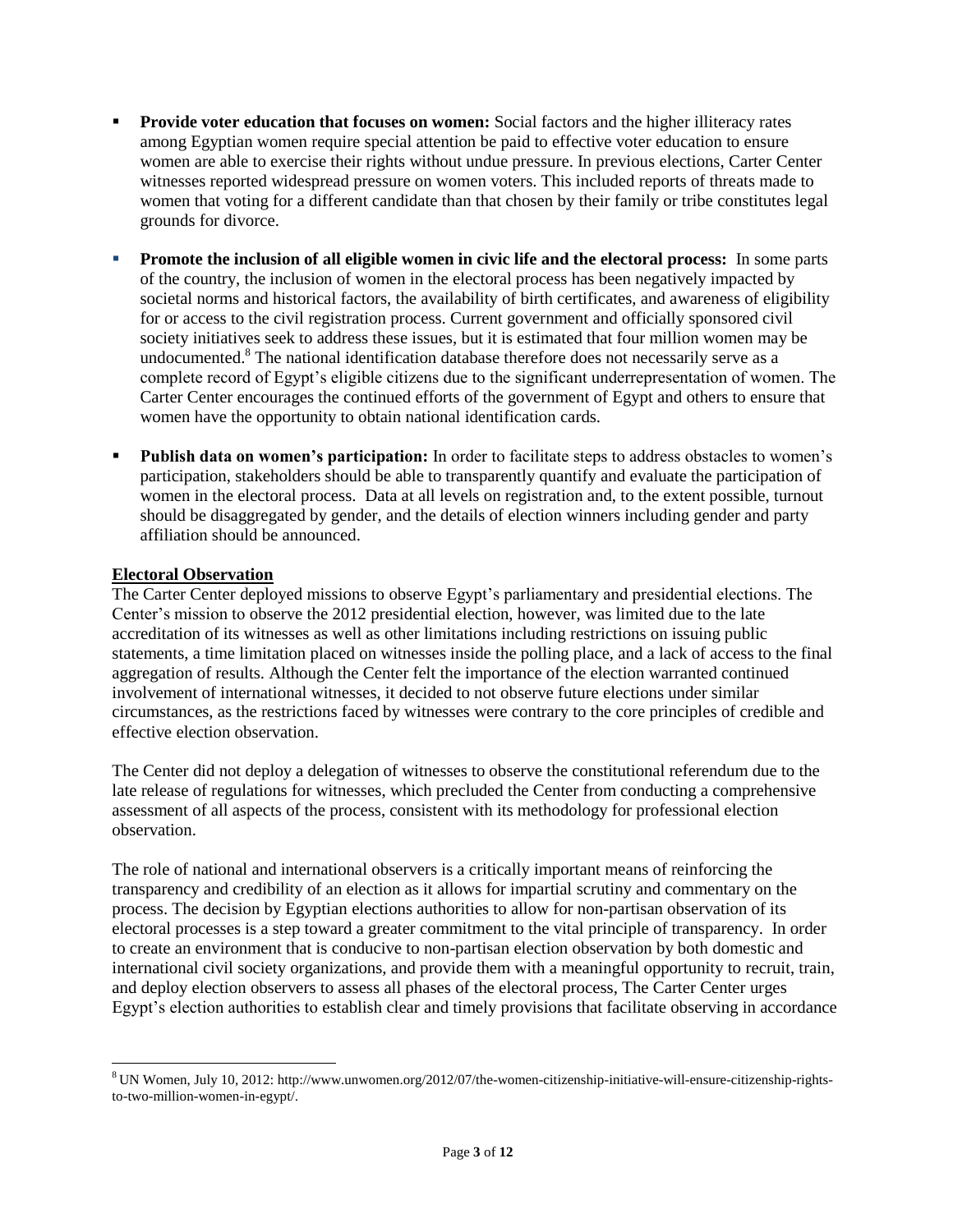- **Provide voter education that focuses on women:** Social factors and the higher illiteracy rates among Egyptian women require special attention be paid to effective voter education to ensure women are able to exercise their rights without undue pressure. In previous elections, Carter Center witnesses reported widespread pressure on women voters. This included reports of threats made to women that voting for a different candidate than that chosen by their family or tribe constitutes legal grounds for divorce.

- **Promote the inclusion of all eligible women in civic life and the electoral process:** In some parts of the country, the inclusion of women in the electoral process has been negatively impacted by societal norms and historical factors, the availability of birth certificates, and awareness of eligibility for or access to the civil registration process. Current government and officially sponsored civil society initiatives seek to address these issues, but it is estimated that four million women may be undocumented.[8] The national identification database therefore does not necessarily serve as a complete record of Egypt's eligible citizens due to the significant underrepresentation of women. The Carter Center encourages the continued efforts of the government of Egypt and others to ensure that women have the opportunity to obtain national identification cards.

- **Publish data on women's participation:** In order to facilitate steps to address obstacles to women's participation, stakeholders should be able to transparently quantify and evaluate the participation of women in the electoral process. Data at all levels on registration and, to the extent possible, turnout should be disaggregated by gender, and the details of election winners including gender and party affiliation should be announced.

## Electoral Observation

The Carter Center deployed missions to observe Egypt's parliamentary and presidential elections. The Center's mission to observe the 2012 presidential election, however, was limited due to the late accreditation of its witnesses as well as other limitations including restrictions on issuing public statements, a time limitation placed on witnesses inside the polling place, and a lack of access to the final aggregation of results. Although the Center felt the importance of the election warranted continued involvement of international witnesses, it decided to not observe future elections under similar circumstances, as the restrictions faced by witnesses were contrary to the core principles of credible and effective election observation.

The Center did not deploy a delegation of witnesses to observe the constitutional referendum due to the late release of regulations for witnesses, which precluded the Center from conducting a comprehensive assessment of all aspects of the process, consistent with its methodology for professional election observation.

The role of national and international observers is a critically important means of reinforcing the transparency and credibility of an election as it allows for impartial scrutiny and commentary on the process. The decision by Egyptian elections authorities to allow for non-partisan observation of its electoral processes is a step toward a greater commitment to the vital principle of transparency. In order to create an environment that is conducive to non-partisan election observation by both domestic and international civil society organizations, and provide them with a meaningful opportunity to recruit, train, and deploy election observers to assess all phases of the electoral process, The Carter Center urges Egypt's election authorities to establish clear and timely provisions that facilitate observing in accordance

---

[8] UN Women, July 10, 2012: http://www.unwomen.org/2012/07/the-women-citizenship-initiative-will-ensure-citizenship-rights-to-two-million-women-in-egypt/.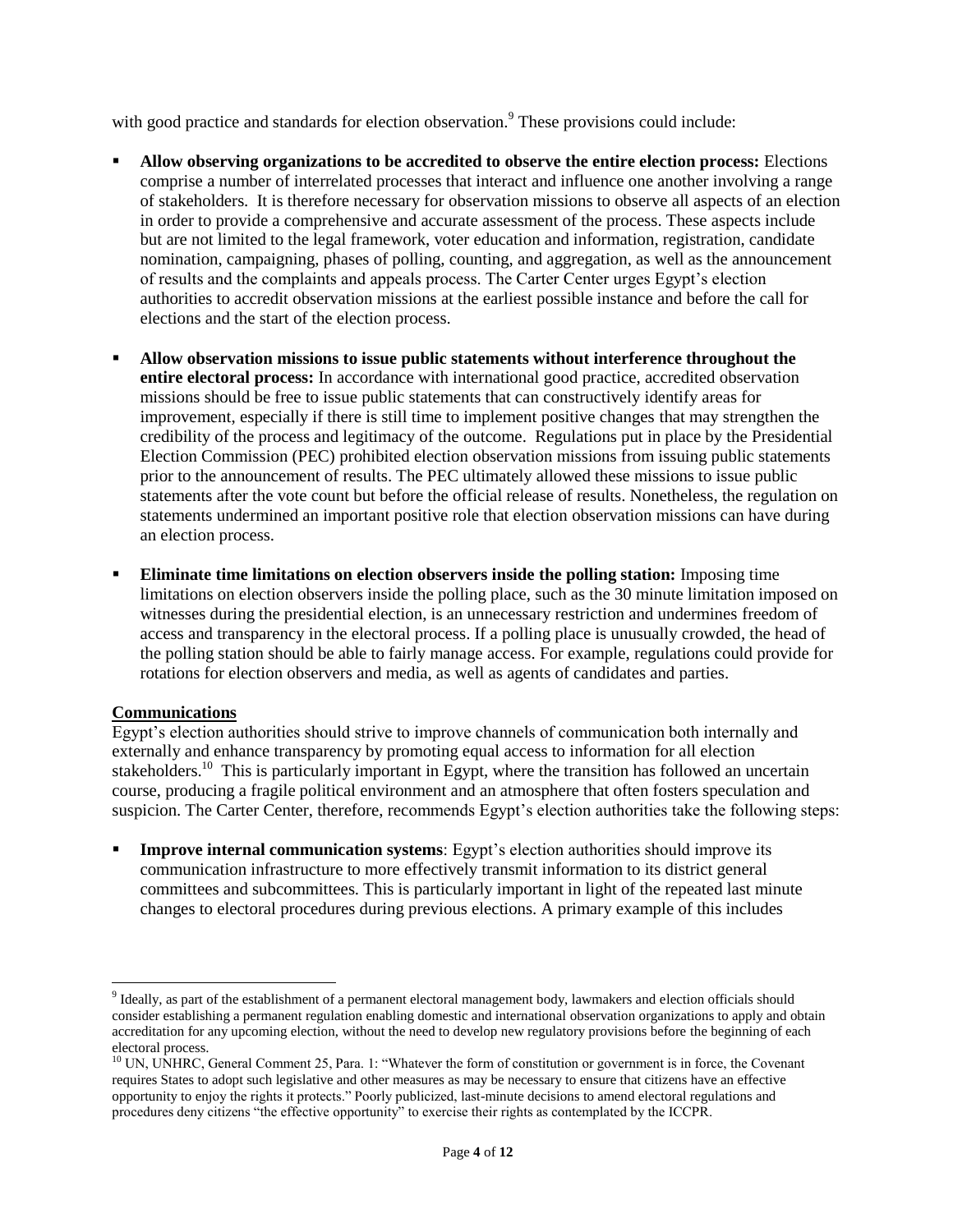with good practice and standards for election observation.[9] These provisions could include:

- **Allow observing organizations to be accredited to observe the entire election process:** Elections comprise a number of interrelated processes that interact and influence one another involving a range of stakeholders. It is therefore necessary for observation missions to observe all aspects of an election in order to provide a comprehensive and accurate assessment of the process. These aspects include but are not limited to the legal framework, voter education and information, registration, candidate nomination, campaigning, phases of polling, counting, and aggregation, as well as the announcement of results and the complaints and appeals process. The Carter Center urges Egypt's election authorities to accredit observation missions at the earliest possible instance and before the call for elections and the start of the election process.

- **Allow observation missions to issue public statements without interference throughout the entire electoral process:** In accordance with international good practice, accredited observation missions should be free to issue public statements that can constructively identify areas for improvement, especially if there is still time to implement positive changes that may strengthen the credibility of the process and legitimacy of the outcome. Regulations put in place by the Presidential Election Commission (PEC) prohibited election observation missions from issuing public statements prior to the announcement of results. The PEC ultimately allowed these missions to issue public statements after the vote count but before the official release of results. Nonetheless, the regulation on statements undermined an important positive role that election observation missions can have during an election process.

- **Eliminate time limitations on election observers inside the polling station:** Imposing time limitations on election observers inside the polling place, such as the 30 minute limitation imposed on witnesses during the presidential election, is an unnecessary restriction and undermines freedom of access and transparency in the electoral process. If a polling place is unusually crowded, the head of the polling station should be able to fairly manage access. For example, regulations could provide for rotations for election observers and media, as well as agents of candidates and parties.

**Communications**

Egypt's election authorities should strive to improve channels of communication both internally and externally and enhance transparency by promoting equal access to information for all election stakeholders.[10] This is particularly important in Egypt, where the transition has followed an uncertain course, producing a fragile political environment and an atmosphere that often fosters speculation and suspicion. The Carter Center, therefore, recommends Egypt's election authorities take the following steps:

- **Improve internal communication systems**: Egypt's election authorities should improve its communication infrastructure to more effectively transmit information to its district general committees and subcommittees. This is particularly important in light of the repeated last minute changes to electoral procedures during previous elections. A primary example of this includes

---

[9] Ideally, as part of the establishment of a permanent electoral management body, lawmakers and election officials should consider establishing a permanent regulation enabling domestic and international observation organizations to apply and obtain accreditation for any upcoming election, without the need to develop new regulatory provisions before the beginning of each electoral process.

[10] UN, UNHRC, General Comment 25, Para. 1: "Whatever the form of constitution or government is in force, the Covenant requires States to adopt such legislative and other measures as may be necessary to ensure that citizens have an effective opportunity to enjoy the rights it protects." Poorly publicized, last-minute decisions to amend electoral regulations and procedures deny citizens "the effective opportunity" to exercise their rights as contemplated by the ICCPR.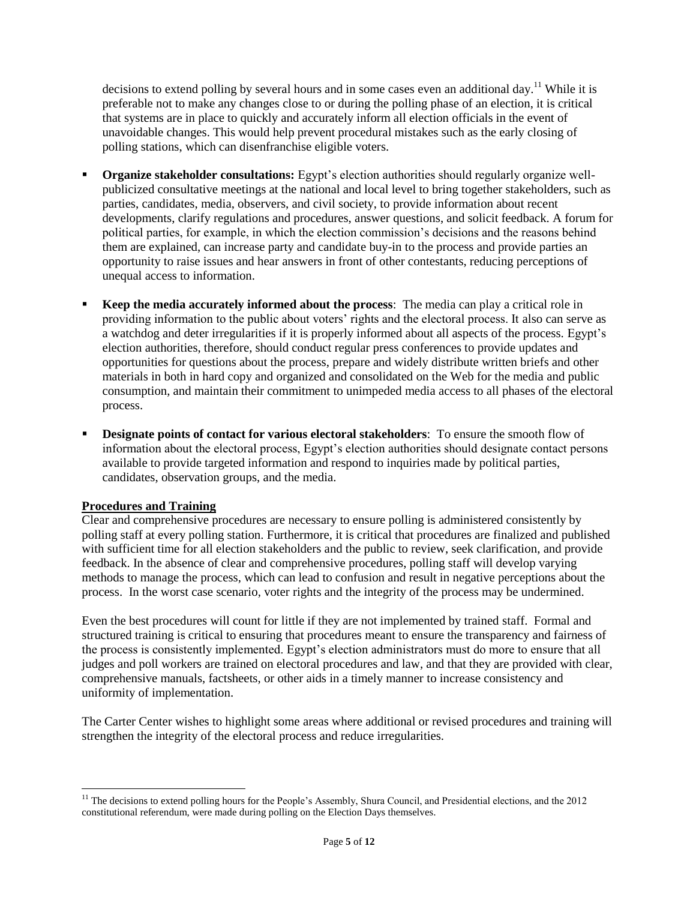decisions to extend polling by several hours and in some cases even an additional day.[11] While it is preferable not to make any changes close to or during the polling phase of an election, it is critical that systems are in place to quickly and accurately inform all election officials in the event of unavoidable changes. This would help prevent procedural mistakes such as the early closing of polling stations, which can disenfranchise eligible voters.

- **Organize stakeholder consultations:** Egypt's election authorities should regularly organize well-publicized consultative meetings at the national and local level to bring together stakeholders, such as parties, candidates, media, observers, and civil society, to provide information about recent developments, clarify regulations and procedures, answer questions, and solicit feedback. A forum for political parties, for example, in which the election commission's decisions and the reasons behind them are explained, can increase party and candidate buy-in to the process and provide parties an opportunity to raise issues and hear answers in front of other contestants, reducing perceptions of unequal access to information.

- **Keep the media accurately informed about the process**: The media can play a critical role in providing information to the public about voters' rights and the electoral process. It also can serve as a watchdog and deter irregularities if it is properly informed about all aspects of the process. Egypt's election authorities, therefore, should conduct regular press conferences to provide updates and opportunities for questions about the process, prepare and widely distribute written briefs and other materials in both in hard copy and organized and consolidated on the Web for the media and public consumption, and maintain their commitment to unimpeded media access to all phases of the electoral process.

- **Designate points of contact for various electoral stakeholders**: To ensure the smooth flow of information about the electoral process, Egypt's election authorities should designate contact persons available to provide targeted information and respond to inquiries made by political parties, candidates, observation groups, and the media.

**Procedures and Training**

Clear and comprehensive procedures are necessary to ensure polling is administered consistently by polling staff at every polling station. Furthermore, it is critical that procedures are finalized and published with sufficient time for all election stakeholders and the public to review, seek clarification, and provide feedback. In the absence of clear and comprehensive procedures, polling staff will develop varying methods to manage the process, which can lead to confusion and result in negative perceptions about the process. In the worst case scenario, voter rights and the integrity of the process may be undermined.

Even the best procedures will count for little if they are not implemented by trained staff. Formal and structured training is critical to ensuring that procedures meant to ensure the transparency and fairness of the process is consistently implemented. Egypt's election administrators must do more to ensure that all judges and poll workers are trained on electoral procedures and law, and that they are provided with clear, comprehensive manuals, factsheets, or other aids in a timely manner to increase consistency and uniformity of implementation.

The Carter Center wishes to highlight some areas where additional or revised procedures and training will strengthen the integrity of the electoral process and reduce irregularities.

[11] The decisions to extend polling hours for the People's Assembly, Shura Council, and Presidential elections, and the 2012 constitutional referendum, were made during polling on the Election Days themselves.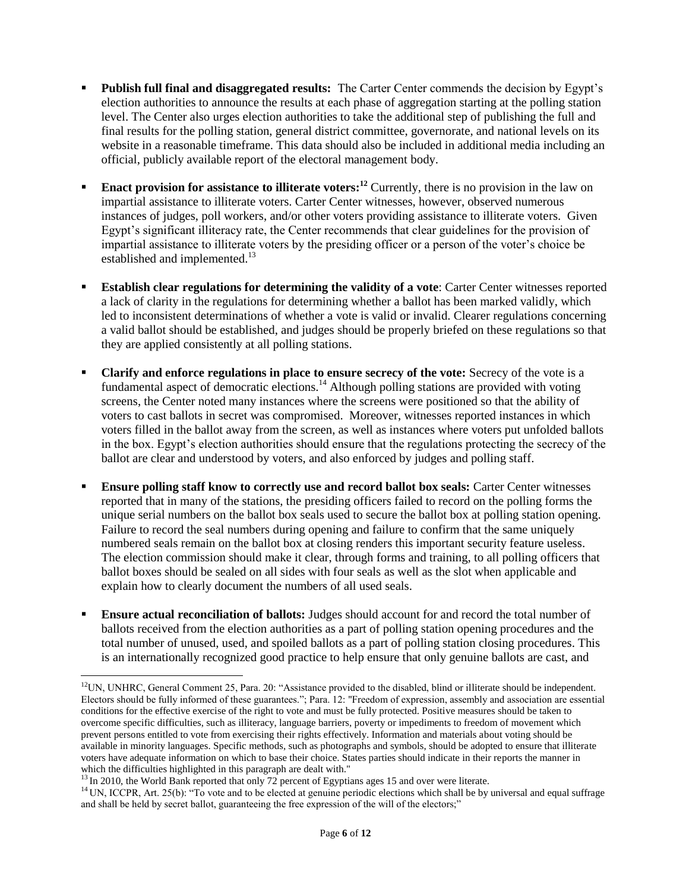- **Publish full final and disaggregated results:** The Carter Center commends the decision by Egypt's election authorities to announce the results at each phase of aggregation starting at the polling station level. The Center also urges election authorities to take the additional step of publishing the full and final results for the polling station, general district committee, governorate, and national levels on its website in a reasonable timeframe. This data should also be included in additional media including an official, publicly available report of the electoral management body.

- **Enact provision for assistance to illiterate voters:**[12] Currently, there is no provision in the law on impartial assistance to illiterate voters. Carter Center witnesses, however, observed numerous instances of judges, poll workers, and/or other voters providing assistance to illiterate voters. Given Egypt's significant illiteracy rate, the Center recommends that clear guidelines for the provision of impartial assistance to illiterate voters by the presiding officer or a person of the voter's choice be established and implemented.[13]

- **Establish clear regulations for determining the validity of a vote**: Carter Center witnesses reported a lack of clarity in the regulations for determining whether a ballot has been marked validly, which led to inconsistent determinations of whether a vote is valid or invalid. Clearer regulations concerning a valid ballot should be established, and judges should be properly briefed on these regulations so that they are applied consistently at all polling stations.

- **Clarify and enforce regulations in place to ensure secrecy of the vote:** Secrecy of the vote is a fundamental aspect of democratic elections.[14] Although polling stations are provided with voting screens, the Center noted many instances where the screens were positioned so that the ability of voters to cast ballots in secret was compromised. Moreover, witnesses reported instances in which voters filled in the ballot away from the screen, as well as instances where voters put unfolded ballots in the box. Egypt's election authorities should ensure that the regulations protecting the secrecy of the ballot are clear and understood by voters, and also enforced by judges and polling staff.

- **Ensure polling staff know to correctly use and record ballot box seals:** Carter Center witnesses reported that in many of the stations, the presiding officers failed to record on the polling forms the unique serial numbers on the ballot box seals used to secure the ballot box at polling station opening. Failure to record the seal numbers during opening and failure to confirm that the same uniquely numbered seals remain on the ballot box at closing renders this important security feature useless. The election commission should make it clear, through forms and training, to all polling officers that ballot boxes should be sealed on all sides with four seals as well as the slot when applicable and explain how to clearly document the numbers of all used seals.

- **Ensure actual reconciliation of ballots:** Judges should account for and record the total number of ballots received from the election authorities as a part of polling station opening procedures and the total number of unused, used, and spoiled ballots as a part of polling station closing procedures. This is an internationally recognized good practice to help ensure that only genuine ballots are cast, and

---

[12] UN, UNHRC, General Comment 25, Para. 20: "Assistance provided to the disabled, blind or illiterate should be independent. Electors should be fully informed of these guarantees."; Para. 12: "Freedom of expression, assembly and association are essential conditions for the effective exercise of the right to vote and must be fully protected. Positive measures should be taken to overcome specific difficulties, such as illiteracy, language barriers, poverty or impediments to freedom of movement which prevent persons entitled to vote from exercising their rights effectively. Information and materials about voting should be available in minority languages. Specific methods, such as photographs and symbols, should be adopted to ensure that illiterate voters have adequate information on which to base their choice. States parties should indicate in their reports the manner in which the difficulties highlighted in this paragraph are dealt with."

[13] In 2010, the World Bank reported that only 72 percent of Egyptians ages 15 and over were literate.

[14] UN, ICCPR, Art. 25(b): "To vote and to be elected at genuine periodic elections which shall be by universal and equal suffrage and shall be held by secret ballot, guaranteeing the free expression of the will of the electors;"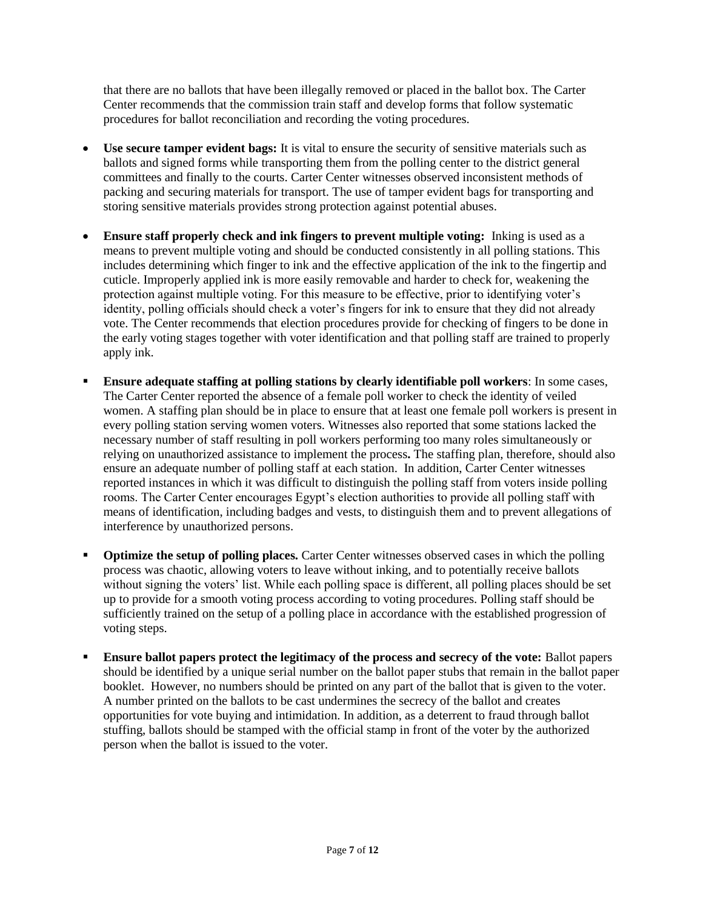that there are no ballots that have been illegally removed or placed in the ballot box. The Carter Center recommends that the commission train staff and develop forms that follow systematic procedures for ballot reconciliation and recording the voting procedures.

- **Use secure tamper evident bags:** It is vital to ensure the security of sensitive materials such as ballots and signed forms while transporting them from the polling center to the district general committees and finally to the courts. Carter Center witnesses observed inconsistent methods of packing and securing materials for transport. The use of tamper evident bags for transporting and storing sensitive materials provides strong protection against potential abuses.

- **Ensure staff properly check and ink fingers to prevent multiple voting:** Inking is used as a means to prevent multiple voting and should be conducted consistently in all polling stations. This includes determining which finger to ink and the effective application of the ink to the fingertip and cuticle. Improperly applied ink is more easily removable and harder to check for, weakening the protection against multiple voting. For this measure to be effective, prior to identifying voter's identity, polling officials should check a voter's fingers for ink to ensure that they did not already vote. The Center recommends that election procedures provide for checking of fingers to be done in the early voting stages together with voter identification and that polling staff are trained to properly apply ink.

- **Ensure adequate staffing at polling stations by clearly identifiable poll workers**: In some cases, The Carter Center reported the absence of a female poll worker to check the identity of veiled women. A staffing plan should be in place to ensure that at least one female poll workers is present in every polling station serving women voters. Witnesses also reported that some stations lacked the necessary number of staff resulting in poll workers performing too many roles simultaneously or relying on unauthorized assistance to implement the process**.** The staffing plan, therefore, should also ensure an adequate number of polling staff at each station. In addition, Carter Center witnesses reported instances in which it was difficult to distinguish the polling staff from voters inside polling rooms. The Carter Center encourages Egypt's election authorities to provide all polling staff with means of identification, including badges and vests, to distinguish them and to prevent allegations of interference by unauthorized persons.

- **Optimize the setup of polling places.** Carter Center witnesses observed cases in which the polling process was chaotic, allowing voters to leave without inking, and to potentially receive ballots without signing the voters' list. While each polling space is different, all polling places should be set up to provide for a smooth voting process according to voting procedures. Polling staff should be sufficiently trained on the setup of a polling place in accordance with the established progression of voting steps.

- **Ensure ballot papers protect the legitimacy of the process and secrecy of the vote:** Ballot papers should be identified by a unique serial number on the ballot paper stubs that remain in the ballot paper booklet. However, no numbers should be printed on any part of the ballot that is given to the voter. A number printed on the ballots to be cast undermines the secrecy of the ballot and creates opportunities for vote buying and intimidation. In addition, as a deterrent to fraud through ballot stuffing, ballots should be stamped with the official stamp in front of the voter by the authorized person when the ballot is issued to the voter.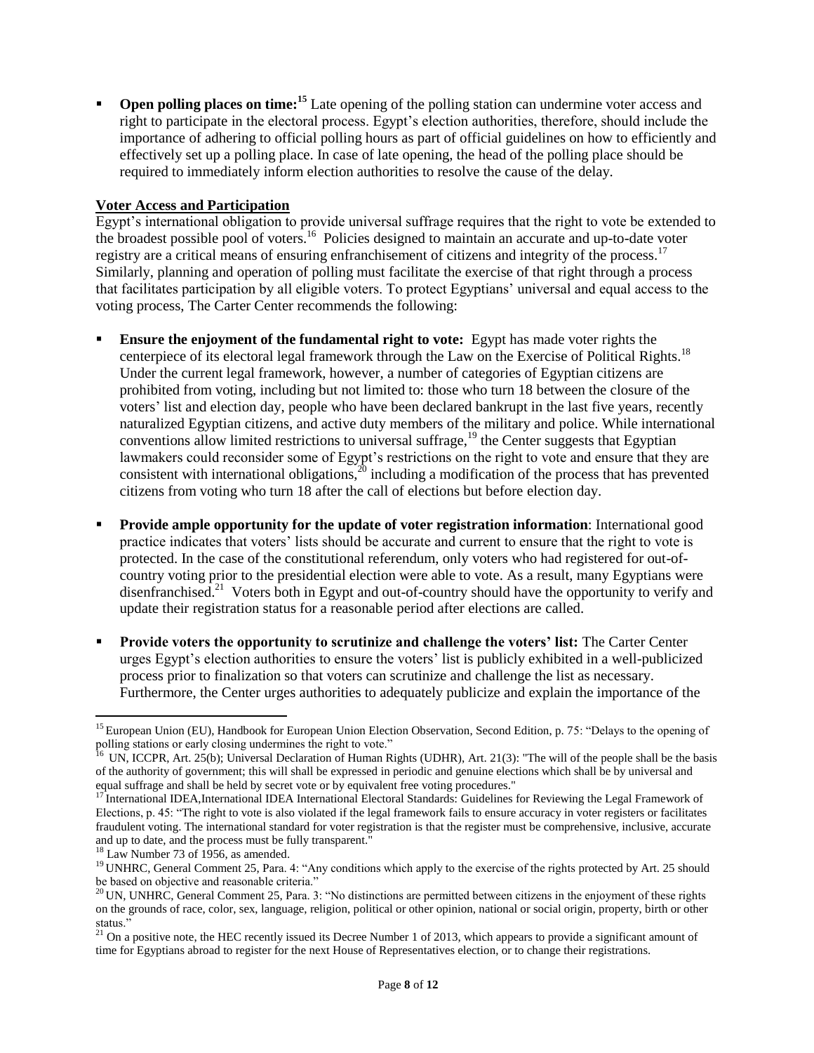- **Open polling places on time:**[15] Late opening of the polling station can undermine voter access and right to participate in the electoral process. Egypt's election authorities, therefore, should include the importance of adhering to official polling hours as part of official guidelines on how to efficiently and effectively set up a polling place. In case of late opening, the head of the polling place should be required to immediately inform election authorities to resolve the cause of the delay.

**Voter Access and Participation**

Egypt's international obligation to provide universal suffrage requires that the right to vote be extended to the broadest possible pool of voters.[16] Policies designed to maintain an accurate and up-to-date voter registry are a critical means of ensuring enfranchisement of citizens and integrity of the process.[17] Similarly, planning and operation of polling must facilitate the exercise of that right through a process that facilitates participation by all eligible voters. To protect Egyptians' universal and equal access to the voting process, The Carter Center recommends the following:

- **Ensure the enjoyment of the fundamental right to vote:** Egypt has made voter rights the centerpiece of its electoral legal framework through the Law on the Exercise of Political Rights.[18] Under the current legal framework, however, a number of categories of Egyptian citizens are prohibited from voting, including but not limited to: those who turn 18 between the closure of the voters' list and election day, people who have been declared bankrupt in the last five years, recently naturalized Egyptian citizens, and active duty members of the military and police. While international conventions allow limited restrictions to universal suffrage,[19] the Center suggests that Egyptian lawmakers could reconsider some of Egypt's restrictions on the right to vote and ensure that they are consistent with international obligations,[20] including a modification of the process that has prevented citizens from voting who turn 18 after the call of elections but before election day.

- **Provide ample opportunity for the update of voter registration information**: International good practice indicates that voters' lists should be accurate and current to ensure that the right to vote is protected. In the case of the constitutional referendum, only voters who had registered for out-of-country voting prior to the presidential election were able to vote. As a result, many Egyptians were disenfranchised.[21] Voters both in Egypt and out-of-country should have the opportunity to verify and update their registration status for a reasonable period after elections are called.

- **Provide voters the opportunity to scrutinize and challenge the voters' list:** The Carter Center urges Egypt's election authorities to ensure the voters' list is publicly exhibited in a well-publicized process prior to finalization so that voters can scrutinize and challenge the list as necessary. Furthermore, the Center urges authorities to adequately publicize and explain the importance of the

---

[15] European Union (EU), Handbook for European Union Election Observation, Second Edition, p. 75: "Delays to the opening of polling stations or early closing undermines the right to vote."

[16] UN, ICCPR, Art. 25(b); Universal Declaration of Human Rights (UDHR), Art. 21(3): "The will of the people shall be the basis of the authority of government; this will shall be expressed in periodic and genuine elections which shall be by universal and equal suffrage and shall be held by secret vote or by equivalent free voting procedures."

[17] International IDEA,International IDEA International Electoral Standards: Guidelines for Reviewing the Legal Framework of Elections, p. 45: "The right to vote is also violated if the legal framework fails to ensure accuracy in voter registers or facilitates fraudulent voting. The international standard for voter registration is that the register must be comprehensive, inclusive, accurate and up to date, and the process must be fully transparent."

[18] Law Number 73 of 1956, as amended.

[19] UNHRC, General Comment 25, Para. 4: "Any conditions which apply to the exercise of the rights protected by Art. 25 should be based on objective and reasonable criteria."

[20] UN, UNHRC, General Comment 25, Para. 3: "No distinctions are permitted between citizens in the enjoyment of these rights on the grounds of race, color, sex, language, religion, political or other opinion, national or social origin, property, birth or other status."

[21] On a positive note, the HEC recently issued its Decree Number 1 of 2013, which appears to provide a significant amount of time for Egyptians abroad to register for the next House of Representatives election, or to change their registrations.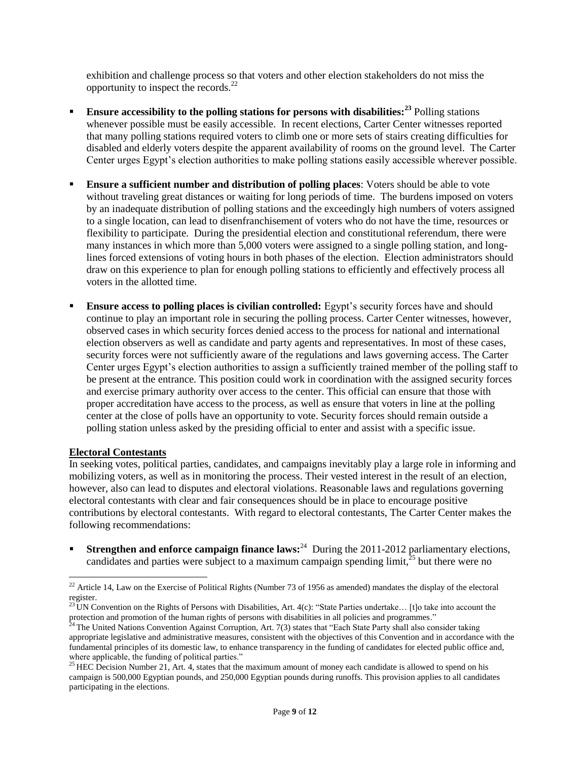exhibition and challenge process so that voters and other election stakeholders do not miss the opportunity to inspect the records.[22]

- **Ensure accessibility to the polling stations for persons with disabilities:[23]** Polling stations whenever possible must be easily accessible. In recent elections, Carter Center witnesses reported that many polling stations required voters to climb one or more sets of stairs creating difficulties for disabled and elderly voters despite the apparent availability of rooms on the ground level. The Carter Center urges Egypt's election authorities to make polling stations easily accessible wherever possible.

- **Ensure a sufficient number and distribution of polling places**: Voters should be able to vote without traveling great distances or waiting for long periods of time. The burdens imposed on voters by an inadequate distribution of polling stations and the exceedingly high numbers of voters assigned to a single location, can lead to disenfranchisement of voters who do not have the time, resources or flexibility to participate. During the presidential election and constitutional referendum, there were many instances in which more than 5,000 voters were assigned to a single polling station, and long-lines forced extensions of voting hours in both phases of the election. Election administrators should draw on this experience to plan for enough polling stations to efficiently and effectively process all voters in the allotted time.

- **Ensure access to polling places is civilian controlled:** Egypt's security forces have and should continue to play an important role in securing the polling process. Carter Center witnesses, however, observed cases in which security forces denied access to the process for national and international election observers as well as candidate and party agents and representatives. In most of these cases, security forces were not sufficiently aware of the regulations and laws governing access. The Carter Center urges Egypt's election authorities to assign a sufficiently trained member of the polling staff to be present at the entrance. This position could work in coordination with the assigned security forces and exercise primary authority over access to the center. This official can ensure that those with proper accreditation have access to the process, as well as ensure that voters in line at the polling center at the close of polls have an opportunity to vote. Security forces should remain outside a polling station unless asked by the presiding official to enter and assist with a specific issue.

**Electoral Contestants**

In seeking votes, political parties, candidates, and campaigns inevitably play a large role in informing and mobilizing voters, as well as in monitoring the process. Their vested interest in the result of an election, however, also can lead to disputes and electoral violations. Reasonable laws and regulations governing electoral contestants with clear and fair consequences should be in place to encourage positive contributions by electoral contestants. With regard to electoral contestants, The Carter Center makes the following recommendations:

- **Strengthen and enforce campaign finance laws:**[24] During the 2011-2012 parliamentary elections, candidates and parties were subject to a maximum campaign spending limit,[25] but there were no

---

[22] Article 14, Law on the Exercise of Political Rights (Number 73 of 1956 as amended) mandates the display of the electoral register.

[23] UN Convention on the Rights of Persons with Disabilities, Art. 4(c): "State Parties undertake… [t]o take into account the protection and promotion of the human rights of persons with disabilities in all policies and programmes."

[24] The United Nations Convention Against Corruption, Art. 7(3) states that "Each State Party shall also consider taking appropriate legislative and administrative measures, consistent with the objectives of this Convention and in accordance with the fundamental principles of its domestic law, to enhance transparency in the funding of candidates for elected public office and, where applicable, the funding of political parties."

[25] HEC Decision Number 21, Art. 4, states that the maximum amount of money each candidate is allowed to spend on his campaign is 500,000 Egyptian pounds, and 250,000 Egyptian pounds during runoffs. This provision applies to all candidates participating in the elections.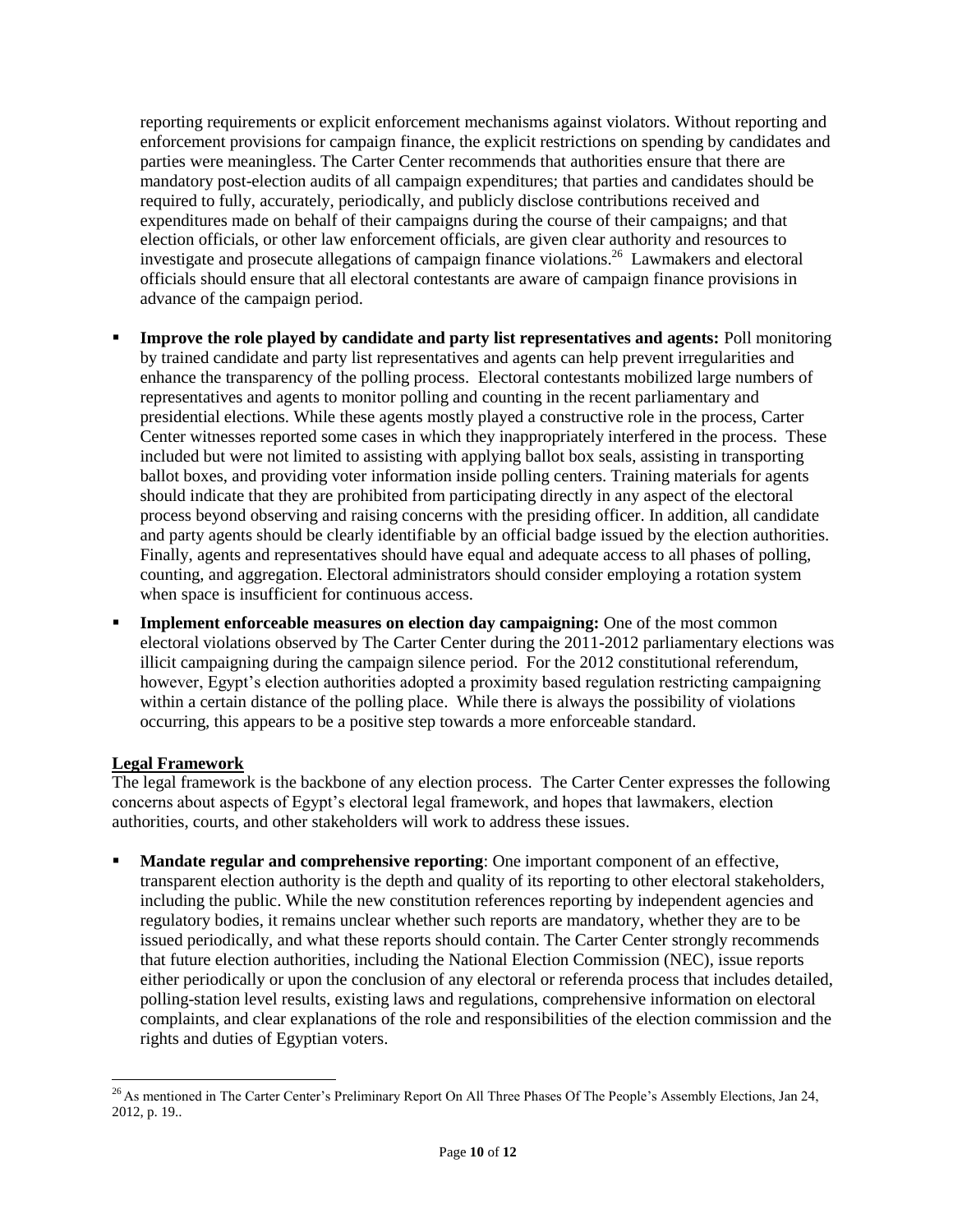reporting requirements or explicit enforcement mechanisms against violators. Without reporting and enforcement provisions for campaign finance, the explicit restrictions on spending by candidates and parties were meaningless. The Carter Center recommends that authorities ensure that there are mandatory post-election audits of all campaign expenditures; that parties and candidates should be required to fully, accurately, periodically, and publicly disclose contributions received and expenditures made on behalf of their campaigns during the course of their campaigns; and that election officials, or other law enforcement officials, are given clear authority and resources to investigate and prosecute allegations of campaign finance violations.[26] Lawmakers and electoral officials should ensure that all electoral contestants are aware of campaign finance provisions in advance of the campaign period.

- **Improve the role played by candidate and party list representatives and agents:** Poll monitoring by trained candidate and party list representatives and agents can help prevent irregularities and enhance the transparency of the polling process. Electoral contestants mobilized large numbers of representatives and agents to monitor polling and counting in the recent parliamentary and presidential elections. While these agents mostly played a constructive role in the process, Carter Center witnesses reported some cases in which they inappropriately interfered in the process. These included but were not limited to assisting with applying ballot box seals, assisting in transporting ballot boxes, and providing voter information inside polling centers. Training materials for agents should indicate that they are prohibited from participating directly in any aspect of the electoral process beyond observing and raising concerns with the presiding officer. In addition, all candidate and party agents should be clearly identifiable by an official badge issued by the election authorities. Finally, agents and representatives should have equal and adequate access to all phases of polling, counting, and aggregation. Electoral administrators should consider employing a rotation system when space is insufficient for continuous access.

- **Implement enforceable measures on election day campaigning:** One of the most common electoral violations observed by The Carter Center during the 2011-2012 parliamentary elections was illicit campaigning during the campaign silence period. For the 2012 constitutional referendum, however, Egypt's election authorities adopted a proximity based regulation restricting campaigning within a certain distance of the polling place. While there is always the possibility of violations occurring, this appears to be a positive step towards a more enforceable standard.

## Legal Framework

The legal framework is the backbone of any election process. The Carter Center expresses the following concerns about aspects of Egypt's electoral legal framework, and hopes that lawmakers, election authorities, courts, and other stakeholders will work to address these issues.

- **Mandate regular and comprehensive reporting**: One important component of an effective, transparent election authority is the depth and quality of its reporting to other electoral stakeholders, including the public. While the new constitution references reporting by independent agencies and regulatory bodies, it remains unclear whether such reports are mandatory, whether they are to be issued periodically, and what these reports should contain. The Carter Center strongly recommends that future election authorities, including the National Election Commission (NEC), issue reports either periodically or upon the conclusion of any electoral or referenda process that includes detailed, polling-station level results, existing laws and regulations, comprehensive information on electoral complaints, and clear explanations of the role and responsibilities of the election commission and the rights and duties of Egyptian voters.

[26] As mentioned in The Carter Center's Preliminary Report On All Three Phases Of The People's Assembly Elections, Jan 24, 2012, p. 19..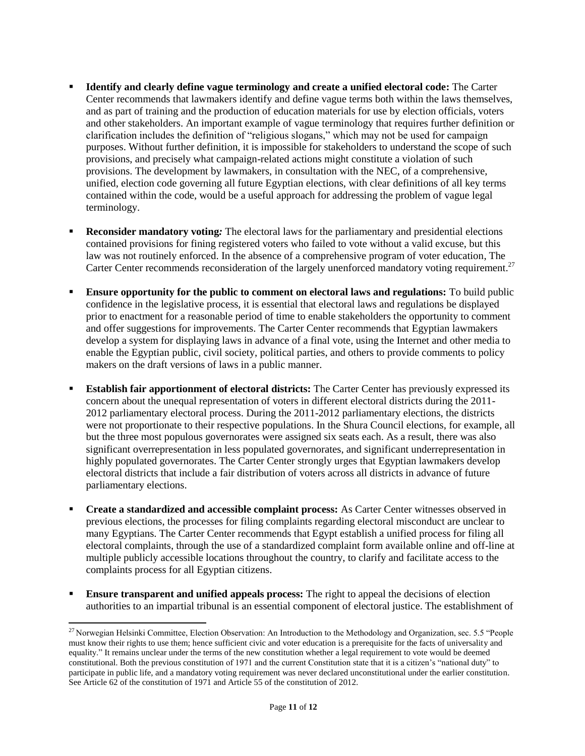- **Identify and clearly define vague terminology and create a unified electoral code:** The Carter Center recommends that lawmakers identify and define vague terms both within the laws themselves, and as part of training and the production of education materials for use by election officials, voters and other stakeholders. An important example of vague terminology that requires further definition or clarification includes the definition of "religious slogans," which may not be used for campaign purposes. Without further definition, it is impossible for stakeholders to understand the scope of such provisions, and precisely what campaign-related actions might constitute a violation of such provisions. The development by lawmakers, in consultation with the NEC, of a comprehensive, unified, election code governing all future Egyptian elections, with clear definitions of all key terms contained within the code, would be a useful approach for addressing the problem of vague legal terminology.

- **Reconsider mandatory voting*:*** The electoral laws for the parliamentary and presidential elections contained provisions for fining registered voters who failed to vote without a valid excuse, but this law was not routinely enforced. In the absence of a comprehensive program of voter education, The Carter Center recommends reconsideration of the largely unenforced mandatory voting requirement.[27]

- **Ensure opportunity for the public to comment on electoral laws and regulations:** To build public confidence in the legislative process, it is essential that electoral laws and regulations be displayed prior to enactment for a reasonable period of time to enable stakeholders the opportunity to comment and offer suggestions for improvements. The Carter Center recommends that Egyptian lawmakers develop a system for displaying laws in advance of a final vote, using the Internet and other media to enable the Egyptian public, civil society, political parties, and others to provide comments to policy makers on the draft versions of laws in a public manner.

- **Establish fair apportionment of electoral districts:** The Carter Center has previously expressed its concern about the unequal representation of voters in different electoral districts during the 2011-2012 parliamentary electoral process. During the 2011-2012 parliamentary elections, the districts were not proportionate to their respective populations. In the Shura Council elections, for example, all but the three most populous governorates were assigned six seats each. As a result, there was also significant overrepresentation in less populated governorates, and significant underrepresentation in highly populated governorates. The Carter Center strongly urges that Egyptian lawmakers develop electoral districts that include a fair distribution of voters across all districts in advance of future parliamentary elections.

- **Create a standardized and accessible complaint process:** As Carter Center witnesses observed in previous elections, the processes for filing complaints regarding electoral misconduct are unclear to many Egyptians. The Carter Center recommends that Egypt establish a unified process for filing all electoral complaints, through the use of a standardized complaint form available online and off-line at multiple publicly accessible locations throughout the country, to clarify and facilitate access to the complaints process for all Egyptian citizens.

- **Ensure transparent and unified appeals process:** The right to appeal the decisions of election authorities to an impartial tribunal is an essential component of electoral justice. The establishment of

[27] Norwegian Helsinki Committee, Election Observation: An Introduction to the Methodology and Organization, sec. 5.5 "People must know their rights to use them; hence sufficient civic and voter education is a prerequisite for the facts of universality and equality." It remains unclear under the terms of the new constitution whether a legal requirement to vote would be deemed constitutional. Both the previous constitution of 1971 and the current Constitution state that it is a citizen's "national duty" to participate in public life, and a mandatory voting requirement was never declared unconstitutional under the earlier constitution. See Article 62 of the constitution of 1971 and Article 55 of the constitution of 2012.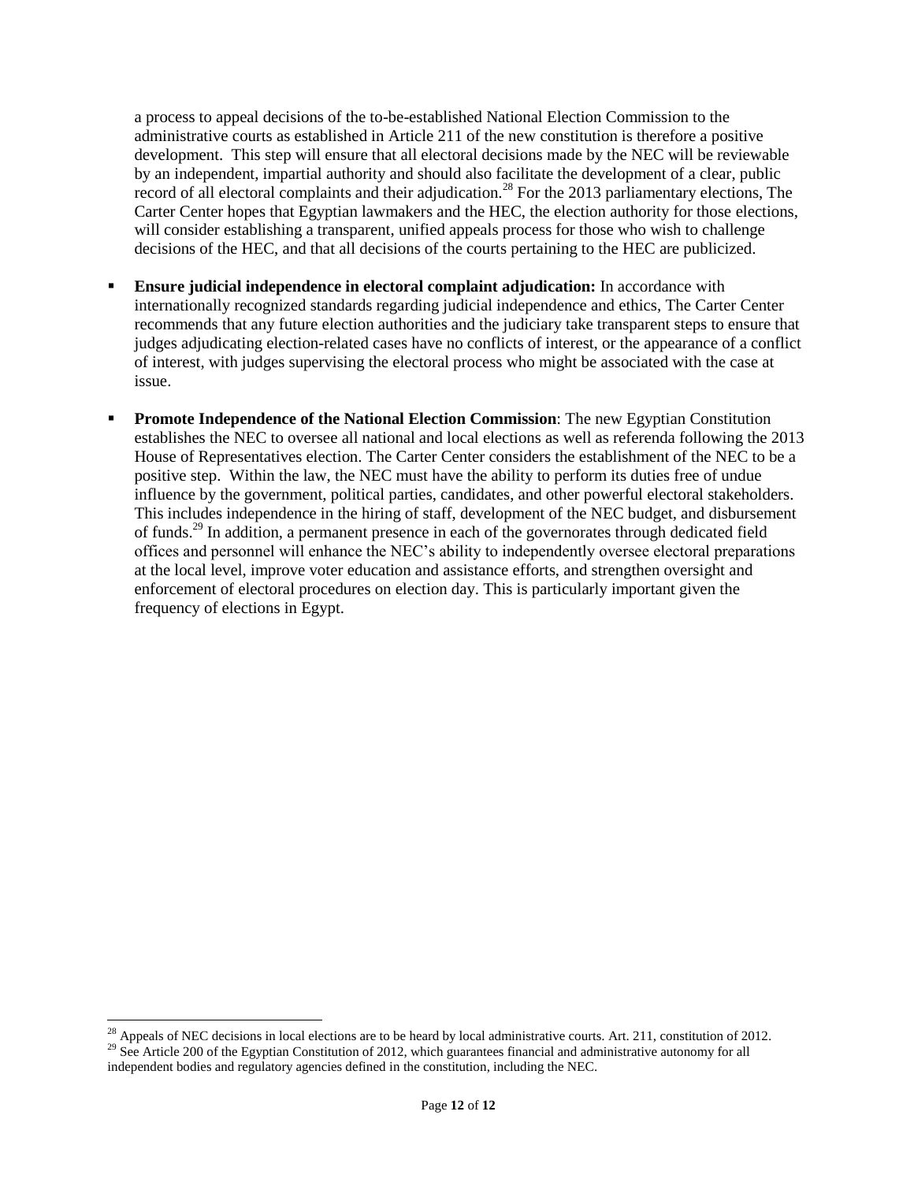a process to appeal decisions of the to-be-established National Election Commission to the administrative courts as established in Article 211 of the new constitution is therefore a positive development. This step will ensure that all electoral decisions made by the NEC will be reviewable by an independent, impartial authority and should also facilitate the development of a clear, public record of all electoral complaints and their adjudication.[28] For the 2013 parliamentary elections, The Carter Center hopes that Egyptian lawmakers and the HEC, the election authority for those elections, will consider establishing a transparent, unified appeals process for those who wish to challenge decisions of the HEC, and that all decisions of the courts pertaining to the HEC are publicized.

- **Ensure judicial independence in electoral complaint adjudication:** In accordance with internationally recognized standards regarding judicial independence and ethics, The Carter Center recommends that any future election authorities and the judiciary take transparent steps to ensure that judges adjudicating election-related cases have no conflicts of interest, or the appearance of a conflict of interest, with judges supervising the electoral process who might be associated with the case at issue.

- **Promote Independence of the National Election Commission**: The new Egyptian Constitution establishes the NEC to oversee all national and local elections as well as referenda following the 2013 House of Representatives election. The Carter Center considers the establishment of the NEC to be a positive step. Within the law, the NEC must have the ability to perform its duties free of undue influence by the government, political parties, candidates, and other powerful electoral stakeholders. This includes independence in the hiring of staff, development of the NEC budget, and disbursement of funds.[29] In addition, a permanent presence in each of the governorates through dedicated field offices and personnel will enhance the NEC's ability to independently oversee electoral preparations at the local level, improve voter education and assistance efforts, and strengthen oversight and enforcement of electoral procedures on election day. This is particularly important given the frequency of elections in Egypt.

---

[28] Appeals of NEC decisions in local elections are to be heard by local administrative courts. Art. 211, constitution of 2012.

[29] See Article 200 of the Egyptian Constitution of 2012, which guarantees financial and administrative autonomy for all independent bodies and regulatory agencies defined in the constitution, including the NEC.